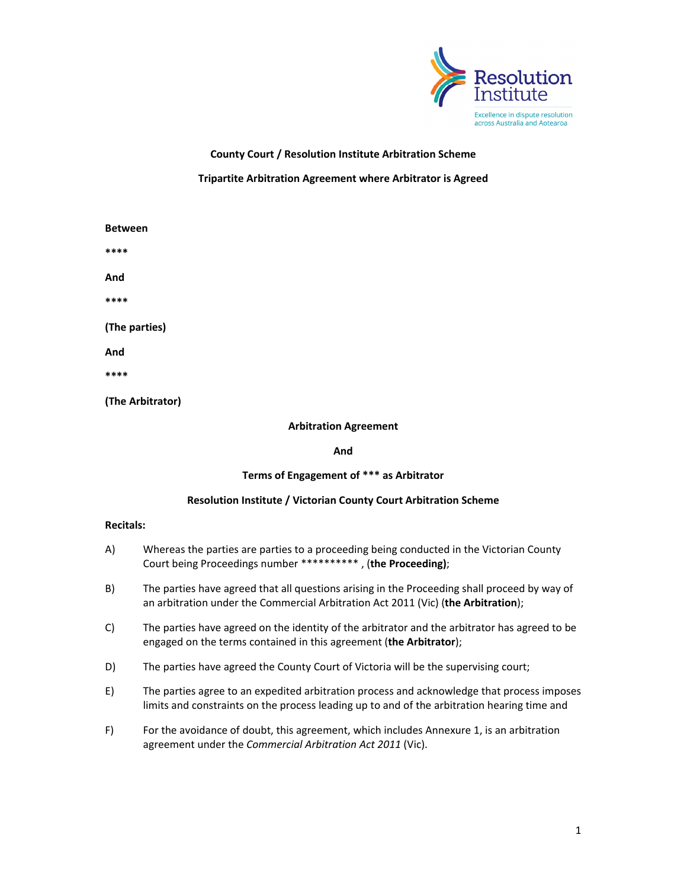**County Court / Resolution Institute Arbitration Scheme**

**Tripartite Arbitration Agreement where Arbitrator is Agreed**

**Between**

****

**And**

****

**(The parties)**

**And**

****

**(The Arbitrator)**

**Arbitration Agreement**

**And**

**Terms of Engagement of *** as Arbitrator**

**Resolution Institute / Victorian County Court Arbitration Scheme**

**Recitals:**

A) Whereas the parties are parties to a proceeding being conducted in the Victorian County Court being Proceedings number ********** , (**the Proceeding)**;

B) The parties have agreed that all questions arising in the Proceeding shall proceed by way of an arbitration under the Commercial Arbitration Act 2011 (Vic) (**the Arbitration**);

C) The parties have agreed on the identity of the arbitrator and the arbitrator has agreed to be engaged on the terms contained in this agreement (**the Arbitrator**);

D) The parties have agreed the County Court of Victoria will be the supervising court;

E) The parties agree to an expedited arbitration process and acknowledge that process imposes limits and constraints on the process leading up to and of the arbitration hearing time and

F) For the avoidance of doubt, this agreement, which includes Annexure 1, is an arbitration agreement under the *Commercial Arbitration Act 2011* (Vic).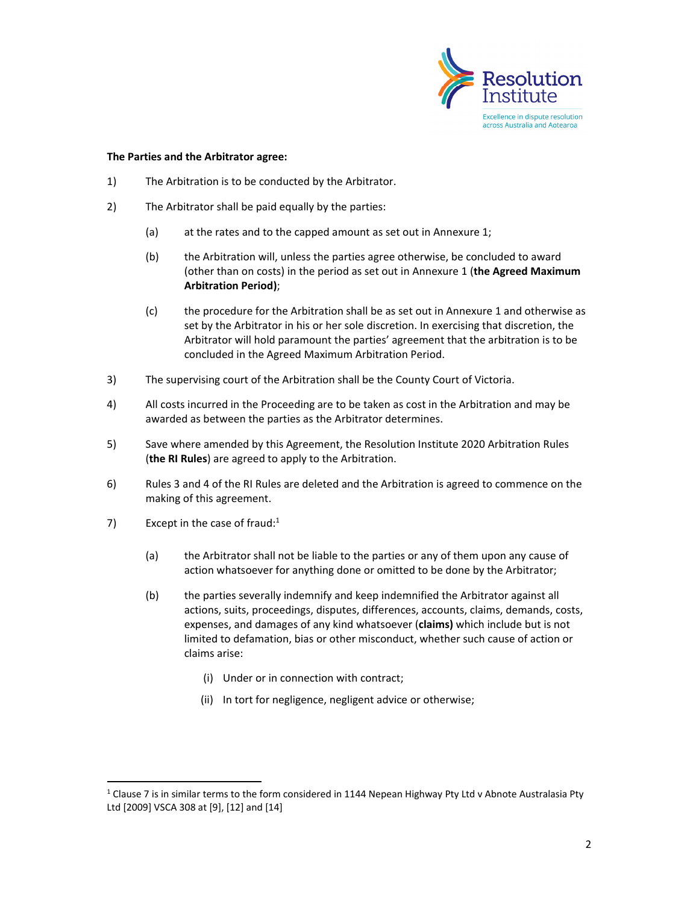**The Parties and the Arbitrator agree:**

1) The Arbitration is to be conducted by the Arbitrator.

2) The Arbitrator shall be paid equally by the parties:

   (a) at the rates and to the capped amount as set out in Annexure 1;

   (b) the Arbitration will, unless the parties agree otherwise, be concluded to award (other than on costs) in the period as set out in Annexure 1 (**the Agreed Maximum Arbitration Period)**;

   (c) the procedure for the Arbitration shall be as set out in Annexure 1 and otherwise as set by the Arbitrator in his or her sole discretion. In exercising that discretion, the Arbitrator will hold paramount the parties' agreement that the arbitration is to be concluded in the Agreed Maximum Arbitration Period.

3) The supervising court of the Arbitration shall be the County Court of Victoria.

4) All costs incurred in the Proceeding are to be taken as cost in the Arbitration and may be awarded as between the parties as the Arbitrator determines.

5) Save where amended by this Agreement, the Resolution Institute 2020 Arbitration Rules (**the RI Rules**) are agreed to apply to the Arbitration.

6) Rules 3 and 4 of the RI Rules are deleted and the Arbitration is agreed to commence on the making of this agreement.

7) Except in the case of fraud:[1]

   (a) the Arbitrator shall not be liable to the parties or any of them upon any cause of action whatsoever for anything done or omitted to be done by the Arbitrator;

   (b) the parties severally indemnify and keep indemnified the Arbitrator against all actions, suits, proceedings, disputes, differences, accounts, claims, demands, costs, expenses, and damages of any kind whatsoever (**claims)** which include but is not limited to defamation, bias or other misconduct, whether such cause of action or claims arise:

      (i) Under or in connection with contract;

      (ii) In tort for negligence, negligent advice or otherwise;

[1] Clause 7 is in similar terms to the form considered in 1144 Nepean Highway Pty Ltd v Abnote Australasia Pty Ltd [2009] VSCA 308 at [9], [12] and [14]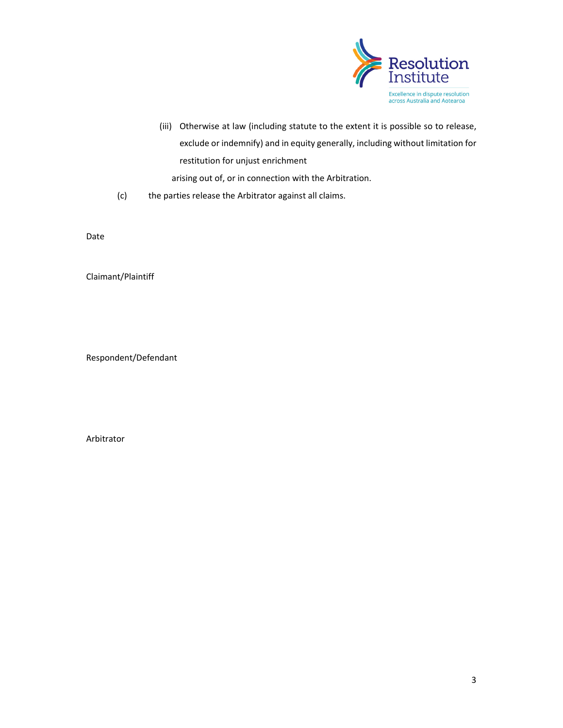(iii) Otherwise at law (including statute to the extent it is possible so to release, exclude or indemnify) and in equity generally, including without limitation for restitution for unjust enrichment

arising out of, or in connection with the Arbitration.

(c) the parties release the Arbitrator against all claims.

Date

Claimant/Plaintiff

Respondent/Defendant

Arbitrator